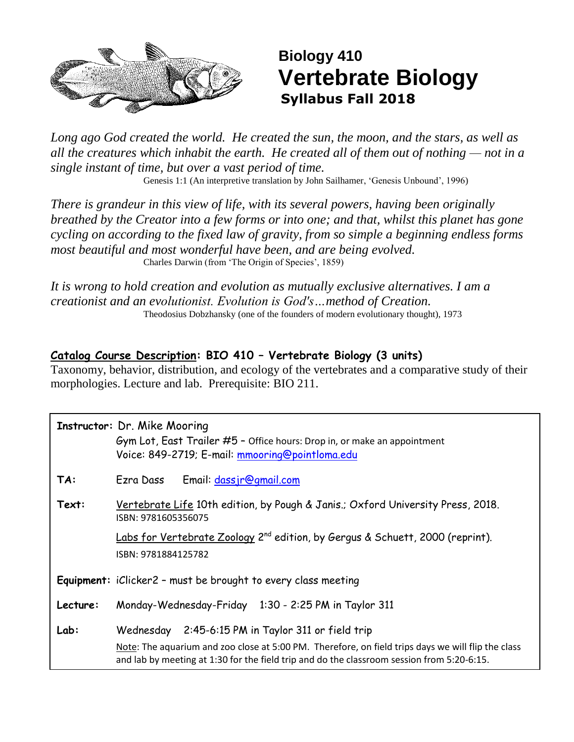# Biology 410
# Vertebrate Biology
## Syllabus Fall 2018

*Long ago God created the world. He created the sun, the moon, and the stars, as well as all the creatures which inhabit the earth. He created all of them out of nothing — not in a single instant of time, but over a vast period of time.*

Genesis 1:1 (An interpretive translation by John Sailhamer, 'Genesis Unbound', 1996)

*There is grandeur in this view of life, with its several powers, having been originally breathed by the Creator into a few forms or into one; and that, whilst this planet has gone cycling on according to the fixed law of gravity, from so simple a beginning endless forms most beautiful and most wonderful have been, and are being evolved.*

Charles Darwin (from 'The Origin of Species', 1859)

*It is wrong to hold creation and evolution as mutually exclusive alternatives. I am a creationist and an evolutionist. Evolution is God's…method of Creation.*

Theodosius Dobzhansky (one of the founders of modern evolutionary thought), 1973

**Catalog Course Description: BIO 410 – Vertebrate Biology (3 units)**

Taxonomy, behavior, distribution, and ecology of the vertebrates and a comparative study of their morphologies. Lecture and lab. Prerequisite: BIO 211.

| | |
|---|---|
| **Instructor:** | Dr. Mike Mooring<br>Gym Lot, East Trailer #5 – Office hours: Drop in, or make an appointment<br>Voice: 849-2719; E-mail: mmooring@pointloma.edu |
| **TA:** | Ezra Dass Email: dassjr@gmail.com |
| **Text:** | Vertebrate Life 10th edition, by Pough & Janis.; Oxford University Press, 2018.<br>ISBN: 9781605356075<br>Labs for Vertebrate Zoology 2nd edition, by Gergus & Schuett, 2000 (reprint).<br>ISBN: 9781884125782 |
| **Equipment:** | iClicker2 – must be brought to every class meeting |
| **Lecture:** | Monday-Wednesday-Friday 1:30 - 2:25 PM in Taylor 311 |
| **Lab:** | Wednesday 2:45-6:15 PM in Taylor 311 or field trip<br>Note: The aquarium and zoo close at 5:00 PM. Therefore, on field trips days we will flip the class and lab by meeting at 1:30 for the field trip and do the classroom session from 5:20-6:15. |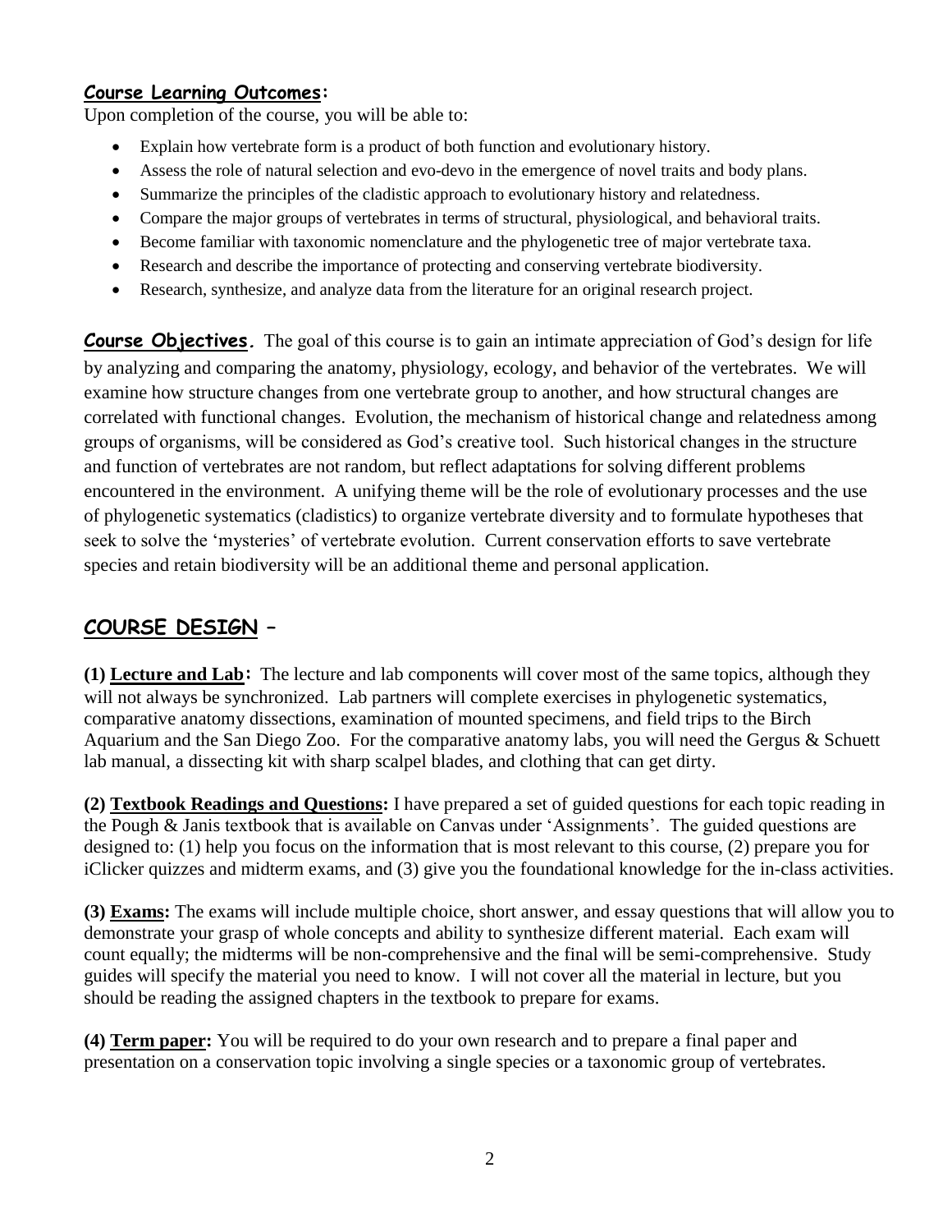## Course Learning Outcomes:

Upon completion of the course, you will be able to:

- Explain how vertebrate form is a product of both function and evolutionary history.
- Assess the role of natural selection and evo-devo in the emergence of novel traits and body plans.
- Summarize the principles of the cladistic approach to evolutionary history and relatedness.
- Compare the major groups of vertebrates in terms of structural, physiological, and behavioral traits.
- Become familiar with taxonomic nomenclature and the phylogenetic tree of major vertebrate taxa.
- Research and describe the importance of protecting and conserving vertebrate biodiversity.
- Research, synthesize, and analyze data from the literature for an original research project.

**Course Objectives.** The goal of this course is to gain an intimate appreciation of God's design for life by analyzing and comparing the anatomy, physiology, ecology, and behavior of the vertebrates. We will examine how structure changes from one vertebrate group to another, and how structural changes are correlated with functional changes. Evolution, the mechanism of historical change and relatedness among groups of organisms, will be considered as God's creative tool. Such historical changes in the structure and function of vertebrates are not random, but reflect adaptations for solving different problems encountered in the environment. A unifying theme will be the role of evolutionary processes and the use of phylogenetic systematics (cladistics) to organize vertebrate diversity and to formulate hypotheses that seek to solve the 'mysteries' of vertebrate evolution. Current conservation efforts to save vertebrate species and retain biodiversity will be an additional theme and personal application.

## COURSE DESIGN –

**(1) Lecture and Lab:** The lecture and lab components will cover most of the same topics, although they will not always be synchronized. Lab partners will complete exercises in phylogenetic systematics, comparative anatomy dissections, examination of mounted specimens, and field trips to the Birch Aquarium and the San Diego Zoo. For the comparative anatomy labs, you will need the Gergus & Schuett lab manual, a dissecting kit with sharp scalpel blades, and clothing that can get dirty.

**(2) Textbook Readings and Questions:** I have prepared a set of guided questions for each topic reading in the Pough & Janis textbook that is available on Canvas under 'Assignments'. The guided questions are designed to: (1) help you focus on the information that is most relevant to this course, (2) prepare you for iClicker quizzes and midterm exams, and (3) give you the foundational knowledge for the in-class activities.

**(3) Exams:** The exams will include multiple choice, short answer, and essay questions that will allow you to demonstrate your grasp of whole concepts and ability to synthesize different material. Each exam will count equally; the midterms will be non-comprehensive and the final will be semi-comprehensive. Study guides will specify the material you need to know. I will not cover all the material in lecture, but you should be reading the assigned chapters in the textbook to prepare for exams.

**(4) Term paper:** You will be required to do your own research and to prepare a final paper and presentation on a conservation topic involving a single species or a taxonomic group of vertebrates.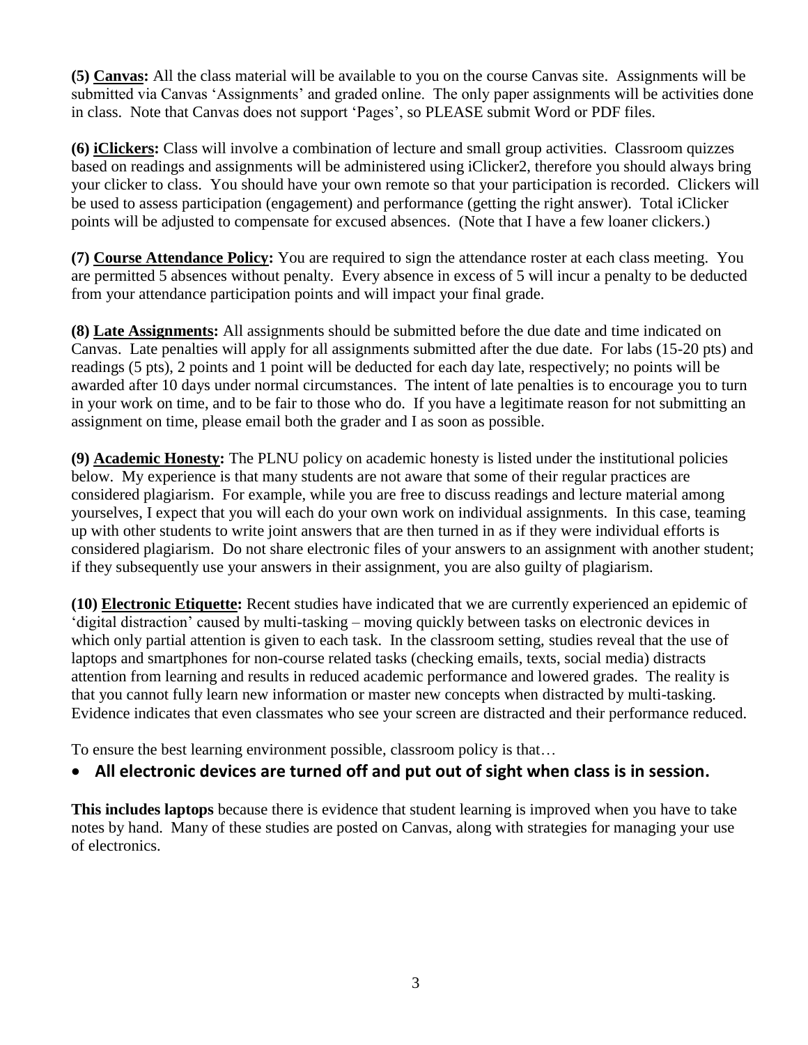**(5) <u>Canvas</u>:** All the class material will be available to you on the course Canvas site. Assignments will be submitted via Canvas 'Assignments' and graded online. The only paper assignments will be activities done in class. Note that Canvas does not support 'Pages', so PLEASE submit Word or PDF files.

**(6) <u>iClickers</u>:** Class will involve a combination of lecture and small group activities. Classroom quizzes based on readings and assignments will be administered using iClicker2, therefore you should always bring your clicker to class. You should have your own remote so that your participation is recorded. Clickers will be used to assess participation (engagement) and performance (getting the right answer). Total iClicker points will be adjusted to compensate for excused absences. (Note that I have a few loaner clickers.)

**(7) <u>Course Attendance Policy</u>:** You are required to sign the attendance roster at each class meeting. You are permitted 5 absences without penalty. Every absence in excess of 5 will incur a penalty to be deducted from your attendance participation points and will impact your final grade.

**(8) <u>Late Assignments</u>:** All assignments should be submitted before the due date and time indicated on Canvas. Late penalties will apply for all assignments submitted after the due date. For labs (15-20 pts) and readings (5 pts), 2 points and 1 point will be deducted for each day late, respectively; no points will be awarded after 10 days under normal circumstances. The intent of late penalties is to encourage you to turn in your work on time, and to be fair to those who do. If you have a legitimate reason for not submitting an assignment on time, please email both the grader and I as soon as possible.

**(9) <u>Academic Honesty</u>:** The PLNU policy on academic honesty is listed under the institutional policies below. My experience is that many students are not aware that some of their regular practices are considered plagiarism. For example, while you are free to discuss readings and lecture material among yourselves, I expect that you will each do your own work on individual assignments. In this case, teaming up with other students to write joint answers that are then turned in as if they were individual efforts is considered plagiarism. Do not share electronic files of your answers to an assignment with another student; if they subsequently use your answers in their assignment, you are also guilty of plagiarism.

**(10) <u>Electronic Etiquette</u>:** Recent studies have indicated that we are currently experienced an epidemic of 'digital distraction' caused by multi-tasking – moving quickly between tasks on electronic devices in which only partial attention is given to each task. In the classroom setting, studies reveal that the use of laptops and smartphones for non-course related tasks (checking emails, texts, social media) distracts attention from learning and results in reduced academic performance and lowered grades. The reality is that you cannot fully learn new information or master new concepts when distracted by multi-tasking. Evidence indicates that even classmates who see your screen are distracted and their performance reduced.

To ensure the best learning environment possible, classroom policy is that…

- **All electronic devices are turned off and put out of sight when class is in session.**

**This includes laptops** because there is evidence that student learning is improved when you have to take notes by hand. Many of these studies are posted on Canvas, along with strategies for managing your use of electronics.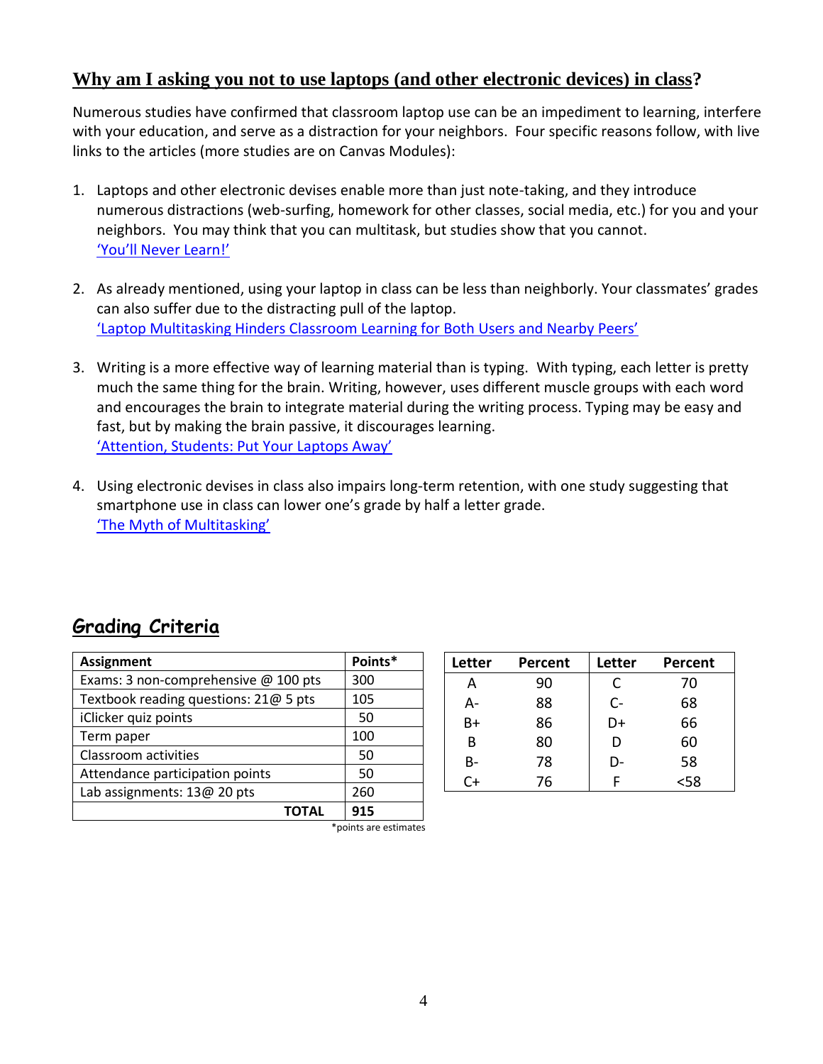## Why am I asking you not to use laptops (and other electronic devices) in class?

Numerous studies have confirmed that classroom laptop use can be an impediment to learning, interfere with your education, and serve as a distraction for your neighbors. Four specific reasons follow, with live links to the articles (more studies are on Canvas Modules):

1. Laptops and other electronic devises enable more than just note-taking, and they introduce numerous distractions (web-surfing, homework for other classes, social media, etc.) for you and your neighbors. You may think that you can multitask, but studies show that you cannot.
   'You'll Never Learn!'

2. As already mentioned, using your laptop in class can be less than neighborly. Your classmates' grades can also suffer due to the distracting pull of the laptop.
   'Laptop Multitasking Hinders Classroom Learning for Both Users and Nearby Peers'

3. Writing is a more effective way of learning material than is typing. With typing, each letter is pretty much the same thing for the brain. Writing, however, uses different muscle groups with each word and encourages the brain to integrate material during the writing process. Typing may be easy and fast, but by making the brain passive, it discourages learning.
   'Attention, Students: Put Your Laptops Away'

4. Using electronic devises in class also impairs long-term retention, with one study suggesting that smartphone use in class can lower one's grade by half a letter grade.
   'The Myth of Multitasking'

## Grading Criteria

| Assignment | Points* |
|---|---|
| Exams: 3 non-comprehensive @ 100 pts | 300 |
| Textbook reading questions: 21@ 5 pts | 105 |
| iClicker quiz points | 50 |
| Term paper | 100 |
| Classroom activities | 50 |
| Attendance participation points | 50 |
| Lab assignments: 13@ 20 pts | 260 |
| **TOTAL** | **915** |

*points are estimates

| Letter | Percent | Letter | Percent |
|---|---|---|---|
| A | 90 | C | 70 |
| A- | 88 | C- | 68 |
| B+ | 86 | D+ | 66 |
| B | 80 | D | 60 |
| B- | 78 | D- | 58 |
| C+ | 76 | F | <58 |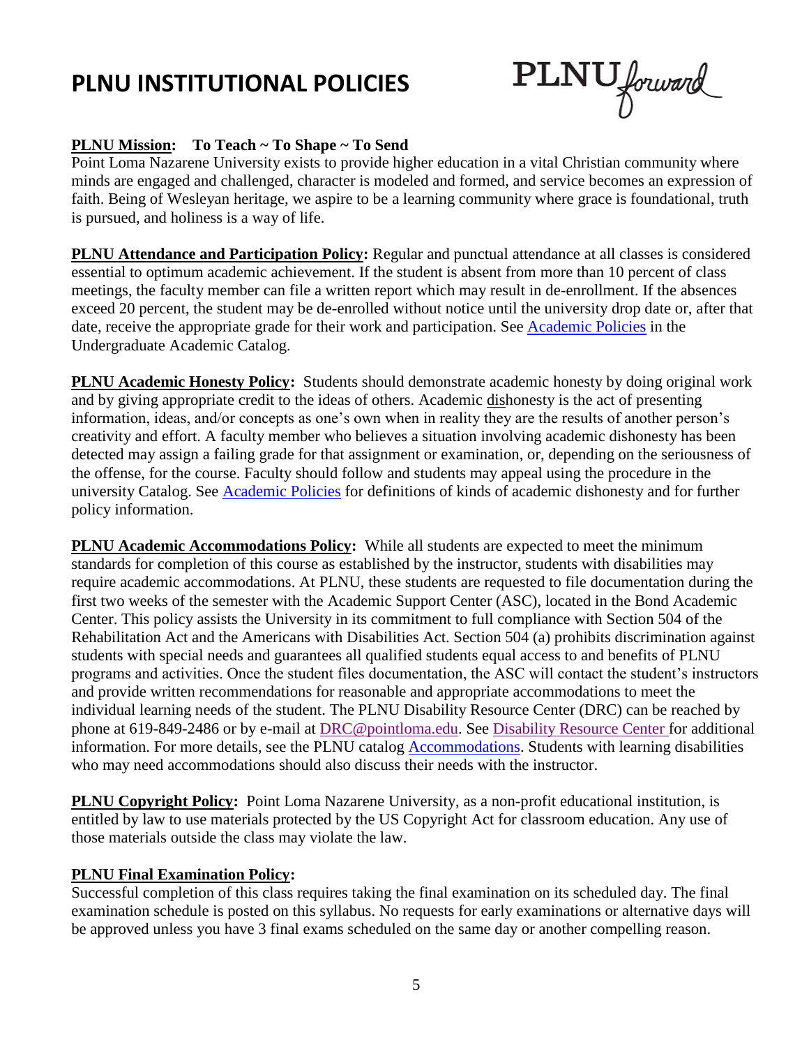# PLNU INSTITUTIONAL POLICIES

PLNU forward

**PLNU Mission: To Teach ~ To Shape ~ To Send**
Point Loma Nazarene University exists to provide higher education in a vital Christian community where minds are engaged and challenged, character is modeled and formed, and service becomes an expression of faith. Being of Wesleyan heritage, we aspire to be a learning community where grace is foundational, truth is pursued, and holiness is a way of life.

**PLNU Attendance and Participation Policy:** Regular and punctual attendance at all classes is considered essential to optimum academic achievement. If the student is absent from more than 10 percent of class meetings, the faculty member can file a written report which may result in de-enrollment. If the absences exceed 20 percent, the student may be de-enrolled without notice until the university drop date or, after that date, receive the appropriate grade for their work and participation. See Academic Policies in the Undergraduate Academic Catalog.

**PLNU Academic Honesty Policy:** Students should demonstrate academic honesty by doing original work and by giving appropriate credit to the ideas of others. Academic dishonesty is the act of presenting information, ideas, and/or concepts as one's own when in reality they are the results of another person's creativity and effort. A faculty member who believes a situation involving academic dishonesty has been detected may assign a failing grade for that assignment or examination, or, depending on the seriousness of the offense, for the course. Faculty should follow and students may appeal using the procedure in the university Catalog. See Academic Policies for definitions of kinds of academic dishonesty and for further policy information.

**PLNU Academic Accommodations Policy:** While all students are expected to meet the minimum standards for completion of this course as established by the instructor, students with disabilities may require academic accommodations. At PLNU, these students are requested to file documentation during the first two weeks of the semester with the Academic Support Center (ASC), located in the Bond Academic Center. This policy assists the University in its commitment to full compliance with Section 504 of the Rehabilitation Act and the Americans with Disabilities Act. Section 504 (a) prohibits discrimination against students with special needs and guarantees all qualified students equal access to and benefits of PLNU programs and activities. Once the student files documentation, the ASC will contact the student's instructors and provide written recommendations for reasonable and appropriate accommodations to meet the individual learning needs of the student. The PLNU Disability Resource Center (DRC) can be reached by phone at 619-849-2486 or by e-mail at DRC@pointloma.edu. See Disability Resource Center for additional information. For more details, see the PLNU catalog Accommodations. Students with learning disabilities who may need accommodations should also discuss their needs with the instructor.

**PLNU Copyright Policy:** Point Loma Nazarene University, as a non-profit educational institution, is entitled by law to use materials protected by the US Copyright Act for classroom education. Any use of those materials outside the class may violate the law.

**PLNU Final Examination Policy:**
Successful completion of this class requires taking the final examination on its scheduled day. The final examination schedule is posted on this syllabus. No requests for early examinations or alternative days will be approved unless you have 3 final exams scheduled on the same day or another compelling reason.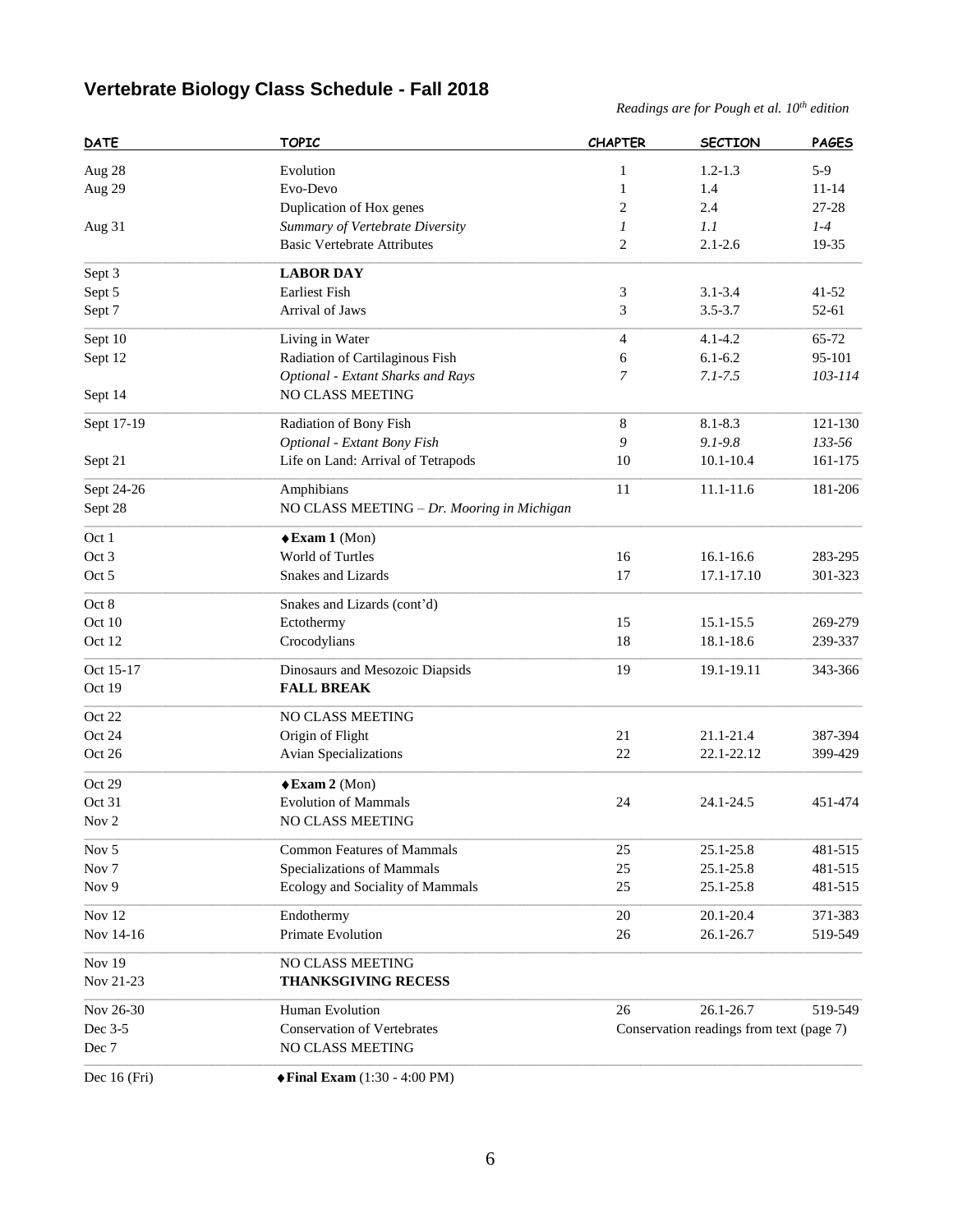## Vertebrate Biology Class Schedule - Fall 2018

*Readings are for Pough et al. 10th edition*

| DATE | TOPIC | CHAPTER | SECTION | PAGES |
|---|---|---|---|---|
| Aug 28 | Evolution | 1 | 1.2-1.3 | 5-9 |
| Aug 29 | Evo-Devo | 1 | 1.4 | 11-14 |
| | Duplication of Hox genes | 2 | 2.4 | 27-28 |
| Aug 31 | *Summary of Vertebrate Diversity* | *1* | *1.1* | *1-4* |
| | Basic Vertebrate Attributes | 2 | 2.1-2.6 | 19-35 |
| Sept 3 | **LABOR DAY** | | | |
| Sept 5 | Earliest Fish | 3 | 3.1-3.4 | 41-52 |
| Sept 7 | Arrival of Jaws | 3 | 3.5-3.7 | 52-61 |
| Sept 10 | Living in Water | 4 | 4.1-4.2 | 65-72 |
| Sept 12 | Radiation of Cartilaginous Fish | 6 | 6.1-6.2 | 95-101 |
| | *Optional - Extant Sharks and Rays* | *7* | *7.1-7.5* | *103-114* |
| Sept 14 | NO CLASS MEETING | | | |
| Sept 17-19 | Radiation of Bony Fish | 8 | 8.1-8.3 | 121-130 |
| | *Optional - Extant Bony Fish* | *9* | *9.1-9.8* | *133-56* |
| Sept 21 | Life on Land: Arrival of Tetrapods | 10 | 10.1-10.4 | 161-175 |
| Sept 24-26 | Amphibians | 11 | 11.1-11.6 | 181-206 |
| Sept 28 | NO CLASS MEETING – *Dr. Mooring in Michigan* | | | |
| Oct 1 | ♦**Exam 1** (Mon) | | | |
| Oct 3 | World of Turtles | 16 | 16.1-16.6 | 283-295 |
| Oct 5 | Snakes and Lizards | 17 | 17.1-17.10 | 301-323 |
| Oct 8 | Snakes and Lizards (cont'd) | | | |
| Oct 10 | Ectothermy | 15 | 15.1-15.5 | 269-279 |
| Oct 12 | Crocodylians | 18 | 18.1-18.6 | 239-337 |
| Oct 15-17 | Dinosaurs and Mesozoic Diapsids | 19 | 19.1-19.11 | 343-366 |
| Oct 19 | **FALL BREAK** | | | |
| Oct 22 | NO CLASS MEETING | | | |
| Oct 24 | Origin of Flight | 21 | 21.1-21.4 | 387-394 |
| Oct 26 | Avian Specializations | 22 | 22.1-22.12 | 399-429 |
| Oct 29 | ♦**Exam 2** (Mon) | | | |
| Oct 31 | Evolution of Mammals | 24 | 24.1-24.5 | 451-474 |
| Nov 2 | NO CLASS MEETING | | | |
| Nov 5 | Common Features of Mammals | 25 | 25.1-25.8 | 481-515 |
| Nov 7 | Specializations of Mammals | 25 | 25.1-25.8 | 481-515 |
| Nov 9 | Ecology and Sociality of Mammals | 25 | 25.1-25.8 | 481-515 |
| Nov 12 | Endothermy | 20 | 20.1-20.4 | 371-383 |
| Nov 14-16 | Primate Evolution | 26 | 26.1-26.7 | 519-549 |
| Nov 19 | NO CLASS MEETING | | | |
| Nov 21-23 | **THANKSGIVING RECESS** | | | |
| Nov 26-30 | Human Evolution | 26 | 26.1-26.7 | 519-549 |
| Dec 3-5 | Conservation of Vertebrates | Conservation readings from text (page 7) | | |
| Dec 7 | NO CLASS MEETING | | | |
| Dec 16 (Fri) | ♦**Final Exam** (1:30 - 4:00 PM) | | | |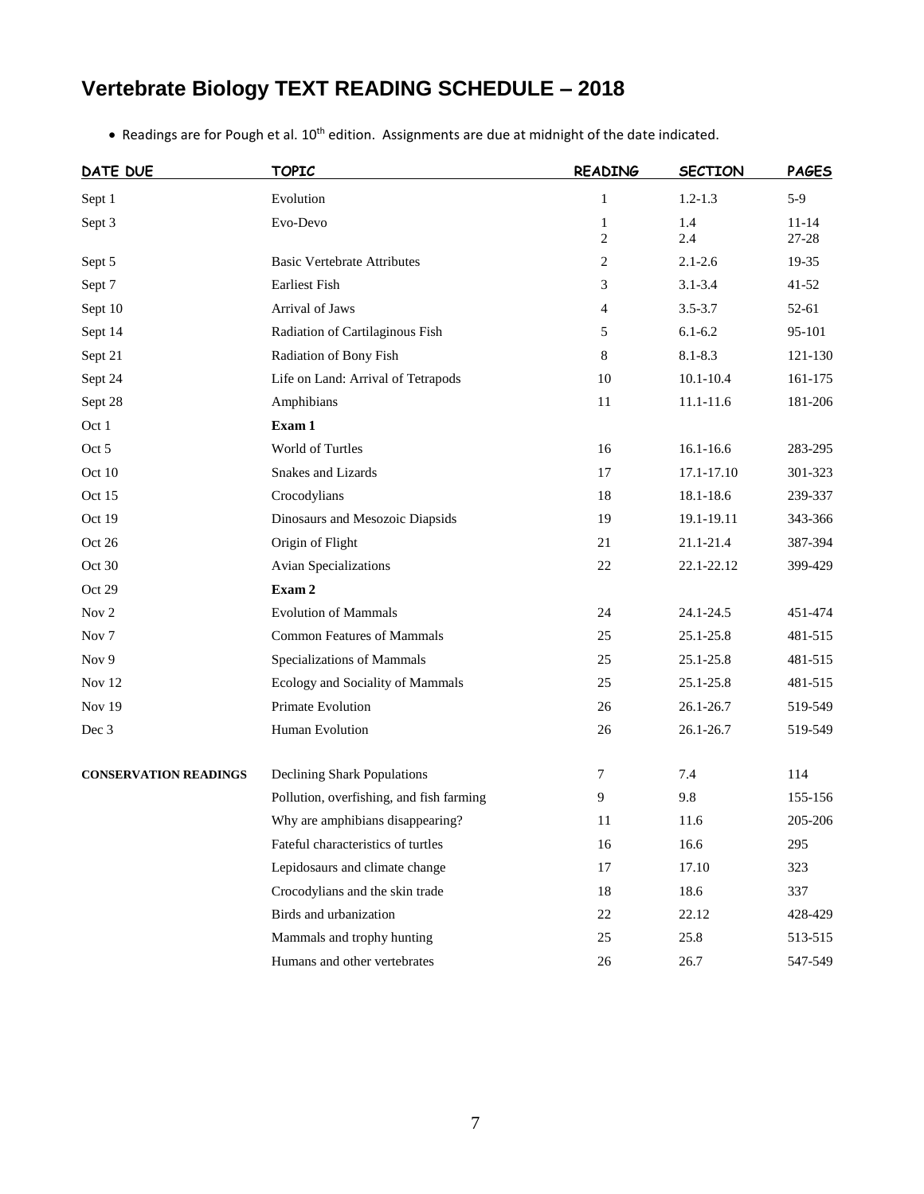// Vertebrate Biology TEXT READING SCHEDULE – 2018

- Readings are for Pough et al. 10th edition. Assignments are due at midnight of the date indicated.

| DATE DUE | TOPIC | READING | SECTION | PAGES |
|---|---|---|---|---|
| Sept 1 | Evolution | 1 | 1.2-1.3 | 5-9 |
| Sept 3 | Evo-Devo | 1<br>2 | 1.4<br>2.4 | 11-14<br>27-28 |
| Sept 5 | Basic Vertebrate Attributes | 2 | 2.1-2.6 | 19-35 |
| Sept 7 | Earliest Fish | 3 | 3.1-3.4 | 41-52 |
| Sept 10 | Arrival of Jaws | 4 | 3.5-3.7 | 52-61 |
| Sept 14 | Radiation of Cartilaginous Fish | 5 | 6.1-6.2 | 95-101 |
| Sept 21 | Radiation of Bony Fish | 8 | 8.1-8.3 | 121-130 |
| Sept 24 | Life on Land: Arrival of Tetrapods | 10 | 10.1-10.4 | 161-175 |
| Sept 28 | Amphibians | 11 | 11.1-11.6 | 181-206 |
| Oct 1 | **Exam 1** | | | |
| Oct 5 | World of Turtles | 16 | 16.1-16.6 | 283-295 |
| Oct 10 | Snakes and Lizards | 17 | 17.1-17.10 | 301-323 |
| Oct 15 | Crocodylians | 18 | 18.1-18.6 | 239-337 |
| Oct 19 | Dinosaurs and Mesozoic Diapsids | 19 | 19.1-19.11 | 343-366 |
| Oct 26 | Origin of Flight | 21 | 21.1-21.4 | 387-394 |
| Oct 30 | Avian Specializations | 22 | 22.1-22.12 | 399-429 |
| Oct 29 | **Exam 2** | | | |
| Nov 2 | Evolution of Mammals | 24 | 24.1-24.5 | 451-474 |
| Nov 7 | Common Features of Mammals | 25 | 25.1-25.8 | 481-515 |
| Nov 9 | Specializations of Mammals | 25 | 25.1-25.8 | 481-515 |
| Nov 12 | Ecology and Sociality of Mammals | 25 | 25.1-25.8 | 481-515 |
| Nov 19 | Primate Evolution | 26 | 26.1-26.7 | 519-549 |
| Dec 3 | Human Evolution | 26 | 26.1-26.7 | 519-549 |
| **CONSERVATION READINGS** | Declining Shark Populations | 7 | 7.4 | 114 |
| | Pollution, overfishing, and fish farming | 9 | 9.8 | 155-156 |
| | Why are amphibians disappearing? | 11 | 11.6 | 205-206 |
| | Fateful characteristics of turtles | 16 | 16.6 | 295 |
| | Lepidosaurs and climate change | 17 | 17.10 | 323 |
| | Crocodylians and the skin trade | 18 | 18.6 | 337 |
| | Birds and urbanization | 22 | 22.12 | 428-429 |
| | Mammals and trophy hunting | 25 | 25.8 | 513-515 |
| | Humans and other vertebrates | 26 | 26.7 | 547-549 |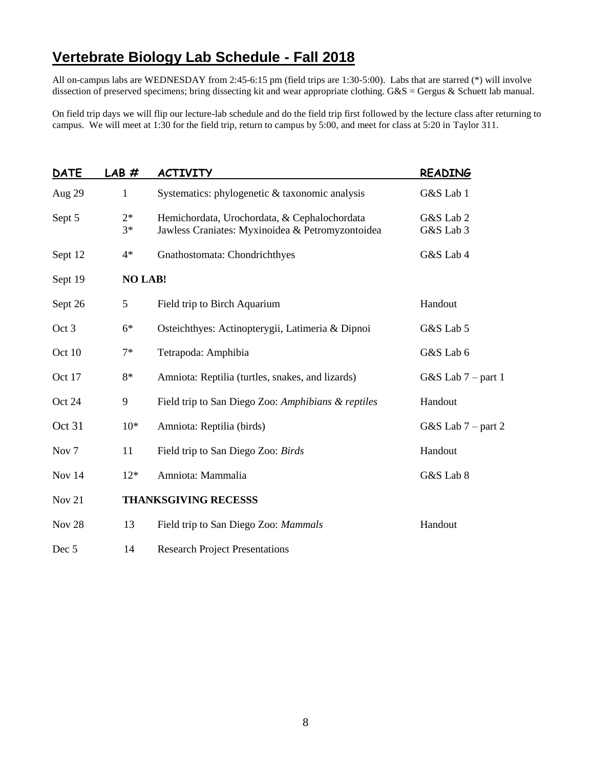# Vertebrate Biology Lab Schedule - Fall 2018

All on-campus labs are WEDNESDAY from 2:45-6:15 pm (field trips are 1:30-5:00). Labs that are starred (*) will involve dissection of preserved specimens; bring dissecting kit and wear appropriate clothing. G&S = Gergus & Schuett lab manual.

On field trip days we will flip our lecture-lab schedule and do the field trip first followed by the lecture class after returning to campus. We will meet at 1:30 for the field trip, return to campus by 5:00, and meet for class at 5:20 in Taylor 311.

| DATE | LAB # | ACTIVITY | READING |
|---|---|---|---|
| Aug 29 | 1 | Systematics: phylogenetic & taxonomic analysis | G&S Lab 1 |
| Sept 5 | 2* | Hemichordata, Urochordata, & Cephalochordata | G&S Lab 2 |
| | 3* | Jawless Craniates: Myxinoidea & Petromyzontoidea | G&S Lab 3 |
| Sept 12 | 4* | Gnathostomata: Chondrichthyes | G&S Lab 4 |
| Sept 19 | **NO LAB!** | | |
| Sept 26 | 5 | Field trip to Birch Aquarium | Handout |
| Oct 3 | 6* | Osteichthyes: Actinopterygii, Latimeria & Dipnoi | G&S Lab 5 |
| Oct 10 | 7* | Tetrapoda: Amphibia | G&S Lab 6 |
| Oct 17 | 8* | Amniota: Reptilia (turtles, snakes, and lizards) | G&S Lab 7 – part 1 |
| Oct 24 | 9 | Field trip to San Diego Zoo: *Amphibians & reptiles* | Handout |
| Oct 31 | 10* | Amniota: Reptilia (birds) | G&S Lab 7 – part 2 |
| Nov 7 | 11 | Field trip to San Diego Zoo: *Birds* | Handout |
| Nov 14 | 12* | Amniota: Mammalia | G&S Lab 8 |
| Nov 21 | **THANKSGIVING RECESSS** | | |
| Nov 28 | 13 | Field trip to San Diego Zoo: *Mammals* | Handout |
| Dec 5 | 14 | Research Project Presentations | |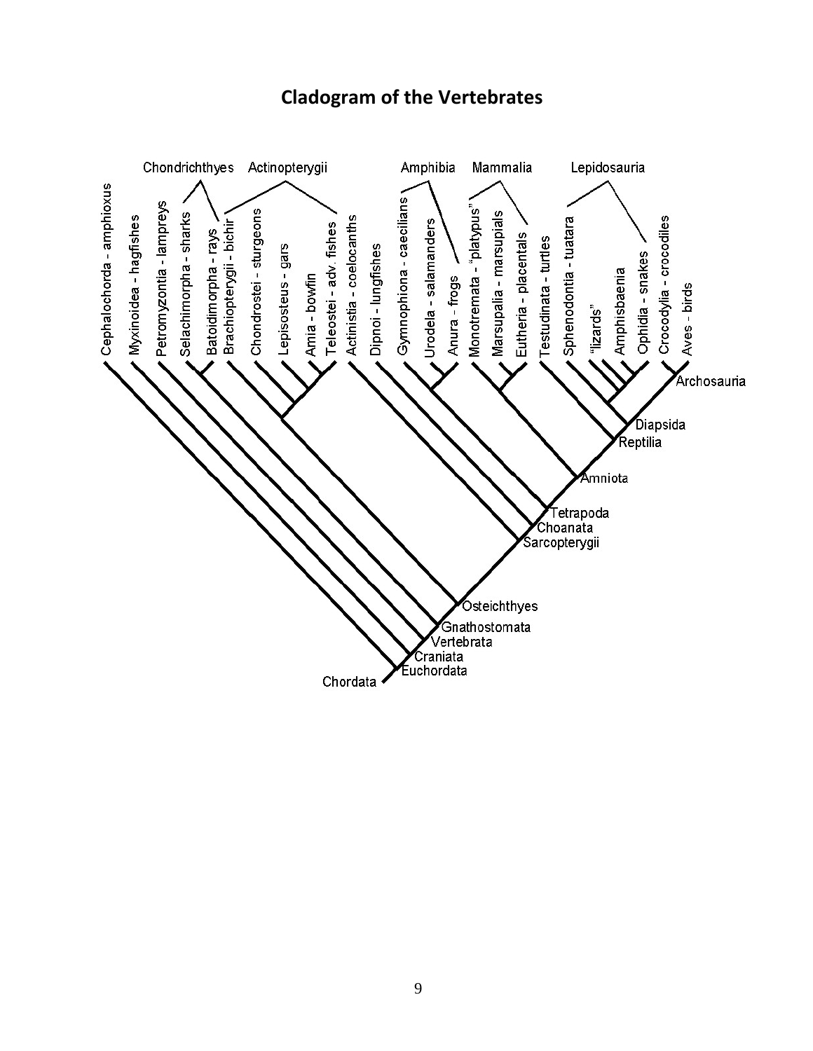# Cladogram of the Vertebrates

Chondrichthyes
Actinopterygii
Amphibia
Mammalia
Lepidosauria

Cephalochorda - amphioxus
Myxinoidea - hagfishes
Petromyzontia - lampreys
Selachimorpha - sharks
Batoidimorpha - rays
Brachiopterygii - bichir
Chondrostei - sturgeons
Lepisosteus - gars
Amia - bowfin
Teleostei - adv. fishes
Actinistia - coelocanths
Dipnoi - lungfishes
Gymnophiona - caecilians
Urodela - salamanders
Anura - frogs
Monotremata - "platypus"
Marsupalia - marsupials
Eutheria - placentals
Testudinata - turtles
Sphenodontia - tuatara
"lizards"
Amphisbaenia
Ophidia - snakes
Crocodylia - crocodiles
Aves - birds

Archosauria
Diapsida
Reptilia
Amniota
Tetrapoda
Choanata
Sarcopterygii
Osteichthyes
Gnathostomata
Vertebrata
Craniata
Euchordata
Chordata